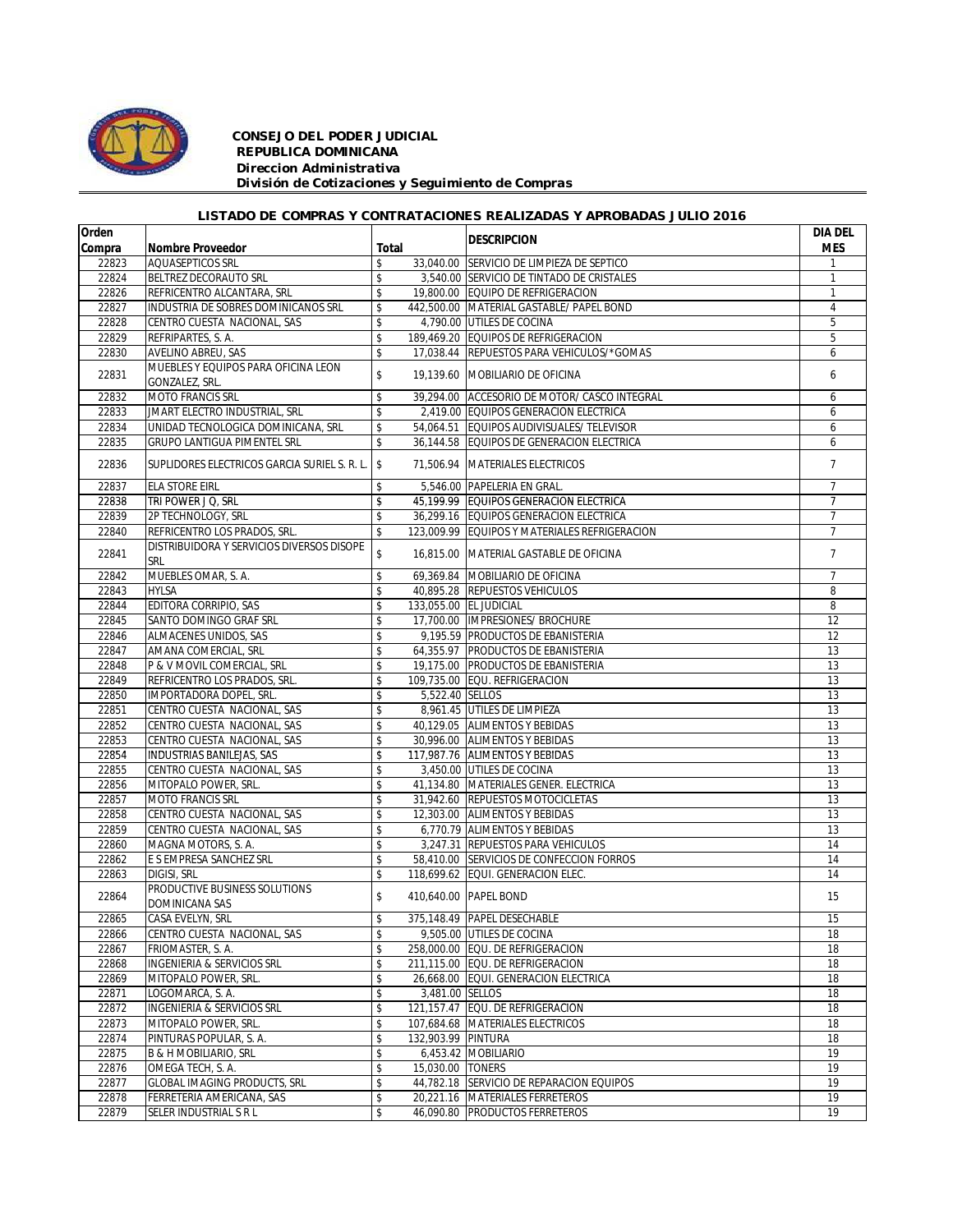**CONSEJO DEL PODER JUDICIAL**
**REPUBLICA DOMINICANA**
***Direccion Administrativa***
***División de Cotizaciones y Seguimiento de Compras***

## LISTADO DE COMPRAS Y CONTRATACIONES REALIZADAS Y APROBADAS JULIO 2016

| Orden Compra | Nombre Proveedor | Total | DESCRIPCION | DIA DEL MES |
|---|---|---|---|---|
| 22823 | AQUASEPTICOS SRL | $ 33,040.00 | SERVICIO DE LIMPIEZA DE SEPTICO | 1 |
| 22824 | BELTREZ DECORAUTO SRL | $ 3,540.00 | SERVICIO DE TINTADO DE CRISTALES | 1 |
| 22826 | REFRICENTRO ALCANTARA, SRL | $ 19,800.00 | EQUIPO DE REFRIGERACION | 1 |
| 22827 | INDUSTRIA DE SOBRES DOMINICANOS SRL | $ 442,500.00 | MATERIAL GASTABLE/ PAPEL BOND | 4 |
| 22828 | CENTRO CUESTA NACIONAL, SAS | $ 4,790.00 | UTILES DE COCINA | 5 |
| 22829 | REFRIPARTES, S. A. | $ 189,469.20 | EQUIPOS DE REFRIGERACION | 5 |
| 22830 | AVELINO ABREU, SAS | $ 17,038.44 | REPUESTOS PARA VEHICULOS/*GOMAS | 6 |
| 22831 | MUEBLES Y EQUIPOS PARA OFICINA LEON GONZALEZ, SRL. | $ 19,139.60 | MOBILIARIO DE OFICINA | 6 |
| 22832 | MOTO FRANCIS SRL | $ 39,294.00 | ACCESORIO DE MOTOR/ CASCO INTEGRAL | 6 |
| 22833 | JMART ELECTRO INDUSTRIAL, SRL | $ 2,419.00 | EQUIPOS GENERACION ELECTRICA | 6 |
| 22834 | UNIDAD TECNOLOGICA DOMINICANA, SRL | $ 54,064.51 | EQUIPOS AUDIVISUALES/ TELEVISOR | 6 |
| 22835 | GRUPO LANTIGUA PIMENTEL SRL | $ 36,144.58 | EQUIPOS DE GENERACION ELECTRICA | 6 |
| 22836 | SUPLIDORES ELECTRICOS GARCIA SURIEL S. R. L. | $ 71,506.94 | MATERIALES ELECTRICOS | 7 |
| 22837 | ELA STORE EIRL | $ 5,546.00 | PAPELERIA EN GRAL. | 7 |
| 22838 | TRI POWER J Q, SRL | $ 45,199.99 | EQUIPOS GENERACION ELECTRICA | 7 |
| 22839 | 2P TECHNOLOGY, SRL | $ 36,299.16 | EQUIPOS GENERACION ELECTRICA | 7 |
| 22840 | REFRICENTRO LOS PRADOS, SRL. | $ 123,009.99 | EQUIPOS Y MATERIALES REFRIGERACION | 7 |
| 22841 | DISTRIBUIDORA Y SERVICIOS DIVERSOS DISOPE SRL | $ 16,815.00 | MATERIAL GASTABLE DE OFICINA | 7 |
| 22842 | MUEBLES OMAR, S. A. | $ 69,369.84 | MOBILIARIO DE OFICINA | 7 |
| 22843 | HYLSA | $ 40,895.28 | REPUESTOS VEHICULOS | 8 |
| 22844 | EDITORA CORRIPIO, SAS | $ 133,055.00 | EL JUDICIAL | 8 |
| 22845 | SANTO DOMINGO GRAF SRL | $ 17,700.00 | IMPRESIONES/ BROCHURE | 12 |
| 22846 | ALMACENES UNIDOS, SAS | $ 9,195.59 | PRODUCTOS DE EBANISTERIA | 12 |
| 22847 | AMANA COMERCIAL, SRL | $ 64,355.97 | PRODUCTOS DE EBANISTERIA | 13 |
| 22848 | P & V MOVIL COMERCIAL, SRL | $ 19,175.00 | PRODUCTOS DE EBANISTERIA | 13 |
| 22849 | REFRICENTRO LOS PRADOS, SRL. | $ 109,735.00 | EQU. REFRIGERACION | 13 |
| 22850 | IMPORTADORA DOPEL, SRL. | $ 5,522.40 | SELLOS | 13 |
| 22851 | CENTRO CUESTA NACIONAL, SAS | $ 8,961.45 | UTILES DE LIMPIEZA | 13 |
| 22852 | CENTRO CUESTA NACIONAL, SAS | $ 40,129.05 | ALIMENTOS Y BEBIDAS | 13 |
| 22853 | CENTRO CUESTA NACIONAL, SAS | $ 30,996.00 | ALIMENTOS Y BEBIDAS | 13 |
| 22854 | INDUSTRIAS BANILEJAS, SAS | $ 117,987.76 | ALIMENTOS Y BEBIDAS | 13 |
| 22855 | CENTRO CUESTA NACIONAL, SAS | $ 3,450.00 | UTILES DE COCINA | 13 |
| 22856 | MITOPALO POWER, SRL. | $ 41,134.80 | MATERIALES GENER. ELECTRICA | 13 |
| 22857 | MOTO FRANCIS SRL | $ 31,942.60 | REPUESTOS MOTOCICLETAS | 13 |
| 22858 | CENTRO CUESTA NACIONAL, SAS | $ 12,303.00 | ALIMENTOS Y BEBIDAS | 13 |
| 22859 | CENTRO CUESTA NACIONAL, SAS | $ 6,770.79 | ALIMENTOS Y BEBIDAS | 13 |
| 22860 | MAGNA MOTORS, S. A. | $ 3,247.31 | REPUESTOS PARA VEHICULOS | 14 |
| 22862 | E S EMPRESA SANCHEZ SRL | $ 58,410.00 | SERVICIOS DE CONFECCION FORROS | 14 |
| 22863 | DIGISI, SRL | $ 118,699.62 | EQUI. GENERACION ELEC. | 14 |
| 22864 | PRODUCTIVE BUSINESS SOLUTIONS DOMINICANA SAS | $ 410,640.00 | PAPEL BOND | 15 |
| 22865 | CASA EVELYN, SRL | $ 375,148.49 | PAPEL DESECHABLE | 15 |
| 22866 | CENTRO CUESTA NACIONAL, SAS | $ 9,505.00 | UTILES DE COCINA | 18 |
| 22867 | FRIOMASTER, S. A. | $ 258,000.00 | EQU. DE REFRIGERACION | 18 |
| 22868 | INGENIERIA & SERVICIOS SRL | $ 211,115.00 | EQU. DE REFRIGERACION | 18 |
| 22869 | MITOPALO POWER, SRL. | $ 26,668.00 | EQUI. GENERACION ELECTRICA | 18 |
| 22871 | LOGOMARCA, S. A. | $ 3,481.00 | SELLOS | 18 |
| 22872 | INGENIERIA & SERVICIOS SRL | $ 121,157.47 | EQU. DE REFRIGERACION | 18 |
| 22873 | MITOPALO POWER, SRL. | $ 107,684.68 | MATERIALES ELECTRICOS | 18 |
| 22874 | PINTURAS POPULAR, S. A. | $ 132,903.99 | PINTURA | 18 |
| 22875 | B & H MOBILIARIO, SRL | $ 6,453.42 | MOBILIARIO | 19 |
| 22876 | OMEGA TECH, S. A. | $ 15,030.00 | TONERS | 19 |
| 22877 | GLOBAL IMAGING PRODUCTS, SRL | $ 44,782.18 | SERVICIO DE REPARACION EQUIPOS | 19 |
| 22878 | FERRETERIA AMERICANA, SAS | $ 20,221.16 | MATERIALES FERRETEROS | 19 |
| 22879 | SELER INDUSTRIAL S R L | $ 46,090.80 | PRODUCTOS FERRETEROS | 19 |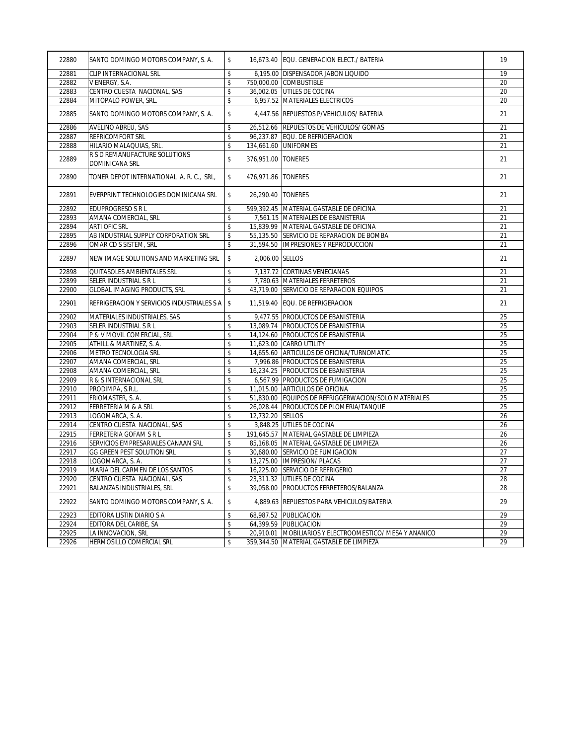| | | | | | |
|---|---|---|---|---|---|
| 22880 | SANTO DOMINGO MOTORS COMPANY, S. A. | $ | 16,673.40 | EQU. GENERACION ELECT./ BATERIA | 19 |
| 22881 | CLIP INTERNACIONAL SRL | $ | 6,195.00 | DISPENSADOR JABON LIQUIDO | 19 |
| 22882 | V ENERGY, S.A. | $ | 750,000.00 | COMBUSTIBLE | 20 |
| 22883 | CENTRO CUESTA NACIONAL, SAS | $ | 36,002.05 | UTILES DE COCINA | 20 |
| 22884 | MITOPALO POWER, SRL. | $ | 6,957.52 | MATERIALES ELECTRICOS | 20 |
| 22885 | SANTO DOMINGO MOTORS COMPANY, S. A. | $ | 4,447.56 | REPUESTOS P/VEHICULOS/ BATERIA | 21 |
| 22886 | AVELINO ABREU, SAS | $ | 26,512.66 | REPUESTOS DE VEHICULOS/ GOMAS | 21 |
| 22887 | REFRICOMFORT SRL | $ | 96,237.87 | EQU. DE REFRIGERACION | 21 |
| 22888 | HILARIO MALAQUIAS, SRL. | $ | 134,661.60 | UNIFORMES | 21 |
| 22889 | R S D REMANUFACTURE SOLUTIONS DOMINICANA SRL | $ | 376,951.00 | TONERES | 21 |
| 22890 | TONER DEPOT INTERNATIONAL A. R. C., SRL, | $ | 476,971.86 | TONERES | 21 |
| 22891 | EVERPRINT TECHNOLOGIES DOMINICANA SRL | $ | 26,290.40 | TONERES | 21 |
| 22892 | EDUPROGRESO S R L | $ | 599,392.45 | MATERIAL GASTABLE DE OFICINA | 21 |
| 22893 | AMANA COMERCIAL, SRL | $ | 7,561.15 | MATERIALES DE EBANISTERIA | 21 |
| 22894 | ARTI OFIC SRL | $ | 15,839.99 | MATERIAL GASTABLE DE OFICINA | 21 |
| 22895 | AB INDUSTRIAL SUPPLY CORPORATION SRL | $ | 55,135.50 | SERVICIO DE REPARACION DE BOMBA | 21 |
| 22896 | OMAR CD S SISTEM, SRL | $ | 31,594.50 | IMPRESIONES Y REPRODUCCION | 21 |
| 22897 | NEW IMAGE SOLUTIONS AND MARKETING SRL | $ | 2,006.00 | SELLOS | 21 |
| 22898 | QUITASOLES AMBIENTALES SRL | $ | 7,137.72 | CORTINAS VENECIANAS | 21 |
| 22899 | SELER INDUSTRIAL S R L | $ | 7,780.63 | MATERIALES FERRETEROS | 21 |
| 22900 | GLOBAL IMAGING PRODUCTS, SRL | $ | 43,719.00 | SERVICIO DE REPARACION EQUIPOS | 21 |
| 22901 | REFRIGERACION Y SERVICIOS INDUSTRIALES S A | $ | 11,519.40 | EQU. DE REFRIGERACION | 21 |
| 22902 | MATERIALES INDUSTRIALES, SAS | $ | 9,477.55 | PRODUCTOS DE EBANISTERIA | 25 |
| 22903 | SELER INDUSTRIAL S R L | $ | 13,089.74 | PRODUCTOS DE EBANISTERIA | 25 |
| 22904 | P & V MOVIL COMERCIAL, SRL | $ | 14,124.60 | PRODUCTOS DE EBANISTERIA | 25 |
| 22905 | ATHILL & MARTINEZ, S. A. | $ | 11,623.00 | CARRO UTILITY | 25 |
| 22906 | METRO TECNOLOGIA SRL | $ | 14,655.60 | ARTICULOS DE OFICINA/TURNOMATIC | 25 |
| 22907 | AMANA COMERCIAL, SRL | $ | 7,996.86 | PRODUCTOS DE EBANISTERIA | 25 |
| 22908 | AMANA COMERCIAL, SRL | $ | 16,234.25 | PRODUCTOS DE EBANISTERIA | 25 |
| 22909 | R & S INTERNACIONAL SRL | $ | 6,567.99 | PRODUCTOS DE FUMIGACION | 25 |
| 22910 | PRODIMPA, S.R.L. | $ | 11,015.00 | ARTICULOS DE OFICINA | 25 |
| 22911 | FRIOMASTER, S. A. | $ | 51,830.00 | EQUIPOS DE REFRIGGERWACION/SOLO MATERIALES | 25 |
| 22912 | FERRETERIA M & A SRL | $ | 26,028.44 | PRODUCTOS DE PLOMERIA/TANQUE | 25 |
| 22913 | LOGOMARCA, S. A. | $ | 12,732.20 | SELLOS | 26 |
| 22914 | CENTRO CUESTA NACIONAL, SAS | $ | 3,848.25 | UTILES DE COCINA | 26 |
| 22915 | FERRETERIA GOFAM S R L | $ | 191,645.57 | MATERIAL GASTABLE DE LIMPIEZA | 26 |
| 22916 | SERVICIOS EMPRESARIALES CANAAN SRL | $ | 85,168.05 | MATERIAL GASTABLE DE LIMPIEZA | 26 |
| 22917 | GG GREEN PEST SOLUTION SRL | $ | 30,680.00 | SERVICIO DE FUMIGACION | 27 |
| 22918 | LOGOMARCA, S. A. | $ | 13,275.00 | IMPRESION/ PLACAS | 27 |
| 22919 | MARIA DEL CARMEN DE LOS SANTOS | $ | 16,225.00 | SERVICIO DE REFRIGERIO | 27 |
| 22920 | CENTRO CUESTA NACIONAL, SAS | $ | 23,311.32 | UTILES DE COCINA | 28 |
| 22921 | BALANZAS INDUSTRIALES, SRL | $ | 39,058.00 | PRODUCTOS FERRETEROS/BALANZA | 28 |
| 22922 | SANTO DOMINGO MOTORS COMPANY, S. A. | $ | 4,889.63 | REPUESTOS PARA VEHICULOS/BATERIA | 29 |
| 22923 | EDITORA LISTIN DIARIO S A | $ | 68,987.52 | PUBLICACION | 29 |
| 22924 | EDITORA DEL CARIBE, SA | $ | 64,399.59 | PUBLICACION | 29 |
| 22925 | LA INNOVACION, SRL | $ | 20,910.01 | MOBILIARIOS Y ELECTROOMESTICO/ MESA Y ANANICO | 29 |
| 22926 | HERMOSILLO COMERCIAL SRL | $ | 359,344.50 | MATERIAL GASTABLE DE LIMPIEZA | 29 |